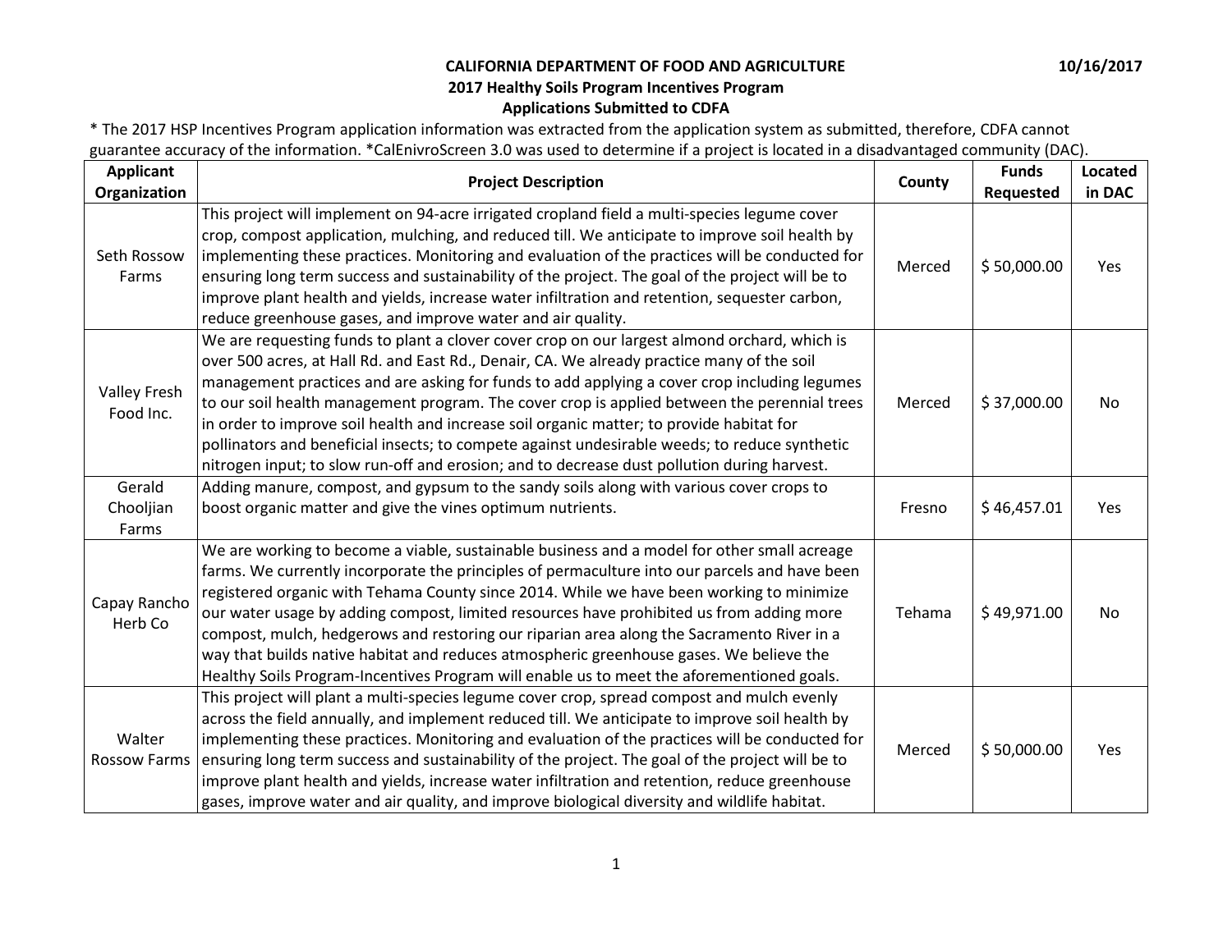**CALIFORNIA DEPARTMENT OF FOOD AND AGRICULTURE** **10/16/2017**

**2017 Healthy Soils Program Incentives Program**

**Applications Submitted to CDFA**

* The 2017 HSP Incentives Program application information was extracted from the application system as submitted, therefore, CDFA cannot guarantee accuracy of the information. *CalEnivroScreen 3.0 was used to determine if a project is located in a disadvantaged community (DAC).

| Applicant Organization | Project Description | County | Funds Requested | Located in DAC |
|---|---|---|---|---|
| Seth Rossow Farms | This project will implement on 94-acre irrigated cropland field a multi-species legume cover crop, compost application, mulching, and reduced till. We anticipate to improve soil health by implementing these practices. Monitoring and evaluation of the practices will be conducted for ensuring long term success and sustainability of the project. The goal of the project will be to improve plant health and yields, increase water infiltration and retention, sequester carbon, reduce greenhouse gases, and improve water and air quality. | Merced | $ 50,000.00 | Yes |
| Valley Fresh Food Inc. | We are requesting funds to plant a clover cover crop on our largest almond orchard, which is over 500 acres, at Hall Rd. and East Rd., Denair, CA. We already practice many of the soil management practices and are asking for funds to add applying a cover crop including legumes to our soil health management program. The cover crop is applied between the perennial trees in order to improve soil health and increase soil organic matter; to provide habitat for pollinators and beneficial insects; to compete against undesirable weeds; to reduce synthetic nitrogen input; to slow run-off and erosion; and to decrease dust pollution during harvest. | Merced | $ 37,000.00 | No |
| Gerald Chooljian Farms | Adding manure, compost, and gypsum to the sandy soils along with various cover crops to boost organic matter and give the vines optimum nutrients. | Fresno | $ 46,457.01 | Yes |
| Capay Rancho Herb Co | We are working to become a viable, sustainable business and a model for other small acreage farms. We currently incorporate the principles of permaculture into our parcels and have been registered organic with Tehama County since 2014. While we have been working to minimize our water usage by adding compost, limited resources have prohibited us from adding more compost, mulch, hedgerows and restoring our riparian area along the Sacramento River in a way that builds native habitat and reduces atmospheric greenhouse gases. We believe the Healthy Soils Program-Incentives Program will enable us to meet the aforementioned goals. | Tehama | $ 49,971.00 | No |
| Walter Rossow Farms | This project will plant a multi-species legume cover crop, spread compost and mulch evenly across the field annually, and implement reduced till. We anticipate to improve soil health by implementing these practices. Monitoring and evaluation of the practices will be conducted for ensuring long term success and sustainability of the project. The goal of the project will be to improve plant health and yields, increase water infiltration and retention, reduce greenhouse gases, improve water and air quality, and improve biological diversity and wildlife habitat. | Merced | $ 50,000.00 | Yes |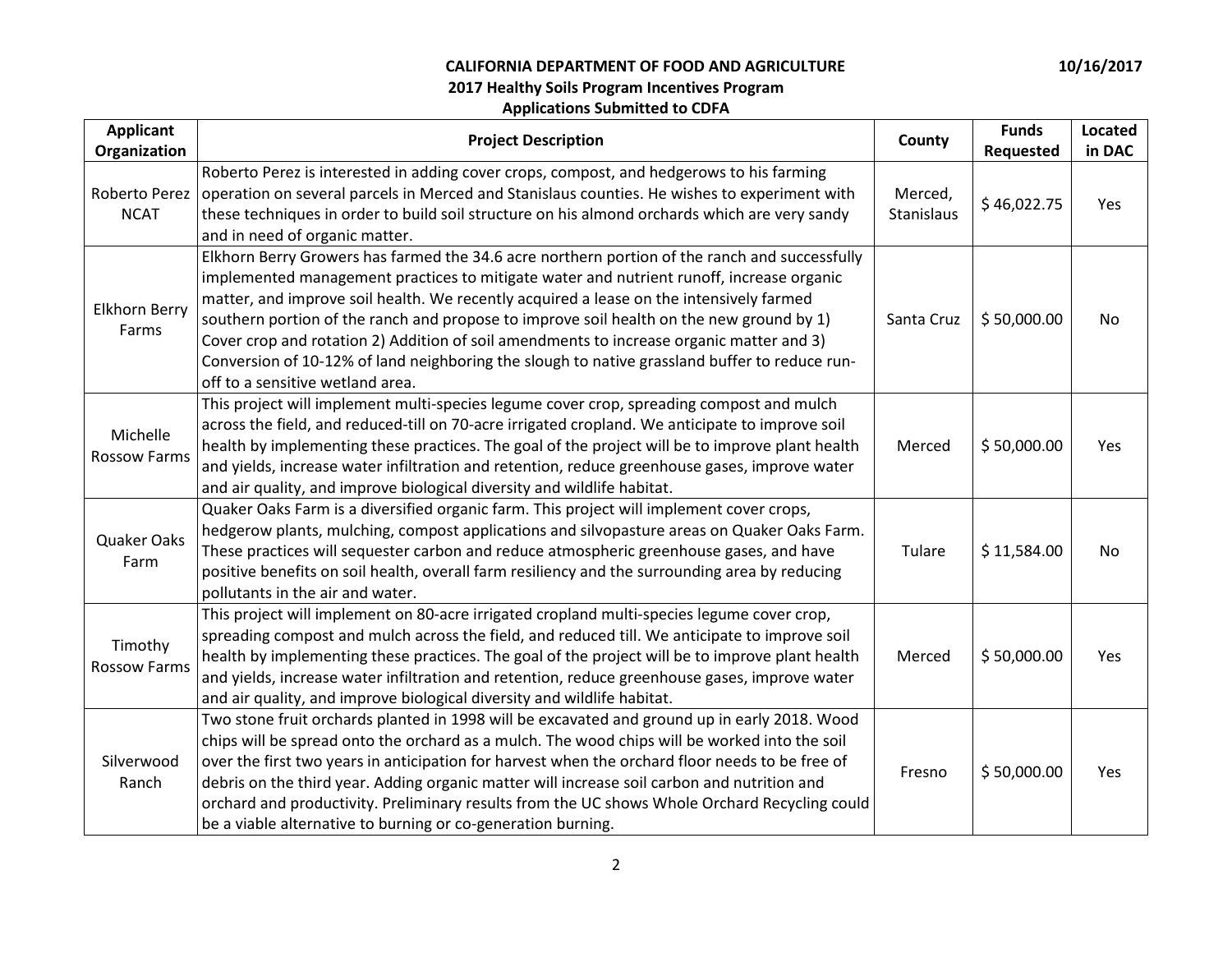**CALIFORNIA DEPARTMENT OF FOOD AND AGRICULTURE**

**2017 Healthy Soils Program Incentives Program**

**Applications Submitted to CDFA**

10/16/2017

| Applicant Organization | Project Description | County | Funds Requested | Located in DAC |
|---|---|---|---|---|
| Roberto Perez NCAT | Roberto Perez is interested in adding cover crops, compost, and hedgerows to his farming operation on several parcels in Merced and Stanislaus counties. He wishes to experiment with these techniques in order to build soil structure on his almond orchards which are very sandy and in need of organic matter. | Merced, Stanislaus | $ 46,022.75 | Yes |
| Elkhorn Berry Farms | Elkhorn Berry Growers has farmed the 34.6 acre northern portion of the ranch and successfully implemented management practices to mitigate water and nutrient runoff, increase organic matter, and improve soil health. We recently acquired a lease on the intensively farmed southern portion of the ranch and propose to improve soil health on the new ground by 1) Cover crop and rotation 2) Addition of soil amendments to increase organic matter and 3) Conversion of 10-12% of land neighboring the slough to native grassland buffer to reduce run-off to a sensitive wetland area. | Santa Cruz | $ 50,000.00 | No |
| Michelle Rossow Farms | This project will implement multi-species legume cover crop, spreading compost and mulch across the field, and reduced-till on 70-acre irrigated cropland. We anticipate to improve soil health by implementing these practices. The goal of the project will be to improve plant health and yields, increase water infiltration and retention, reduce greenhouse gases, improve water and air quality, and improve biological diversity and wildlife habitat. | Merced | $ 50,000.00 | Yes |
| Quaker Oaks Farm | Quaker Oaks Farm is a diversified organic farm. This project will implement cover crops, hedgerow plants, mulching, compost applications and silvopasture areas on Quaker Oaks Farm. These practices will sequester carbon and reduce atmospheric greenhouse gases, and have positive benefits on soil health, overall farm resiliency and the surrounding area by reducing pollutants in the air and water. | Tulare | $ 11,584.00 | No |
| Timothy Rossow Farms | This project will implement on 80-acre irrigated cropland multi-species legume cover crop, spreading compost and mulch across the field, and reduced till. We anticipate to improve soil health by implementing these practices. The goal of the project will be to improve plant health and yields, increase water infiltration and retention, reduce greenhouse gases, improve water and air quality, and improve biological diversity and wildlife habitat. | Merced | $ 50,000.00 | Yes |
| Silverwood Ranch | Two stone fruit orchards planted in 1998 will be excavated and ground up in early 2018. Wood chips will be spread onto the orchard as a mulch. The wood chips will be worked into the soil over the first two years in anticipation for harvest when the orchard floor needs to be free of debris on the third year. Adding organic matter will increase soil carbon and nutrition and orchard and productivity. Preliminary results from the UC shows Whole Orchard Recycling could be a viable alternative to burning or co-generation burning. | Fresno | $ 50,000.00 | Yes |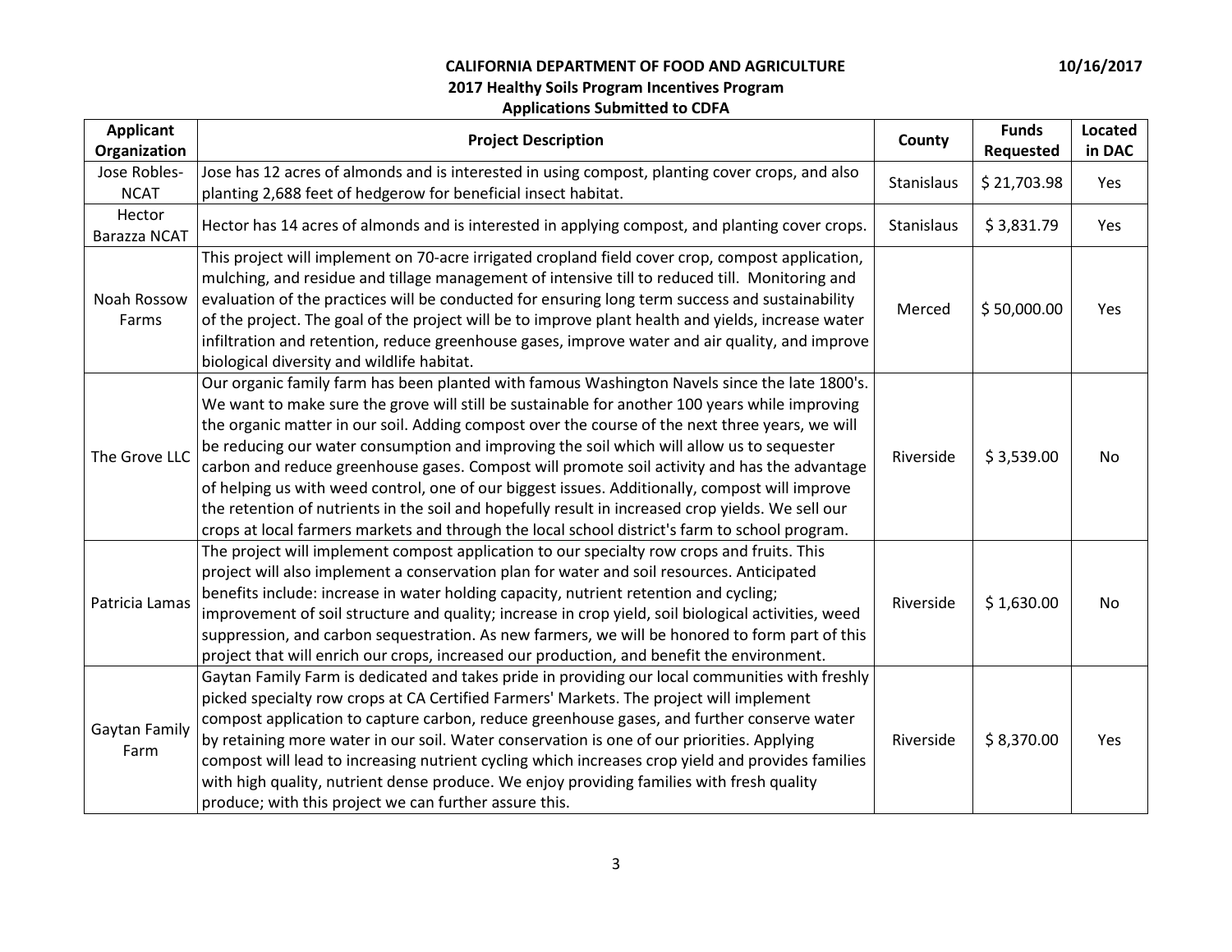**CALIFORNIA DEPARTMENT OF FOOD AND AGRICULTURE**

**2017 Healthy Soils Program Incentives Program**

**Applications Submitted to CDFA**

10/16/2017

| Applicant Organization | Project Description | County | Funds Requested | Located in DAC |
|---|---|---|---|---|
| Jose Robles-NCAT | Jose has 12 acres of almonds and is interested in using compost, planting cover crops, and also planting 2,688 feet of hedgerow for beneficial insect habitat. | Stanislaus | $ 21,703.98 | Yes |
| Hector Barazza NCAT | Hector has 14 acres of almonds and is interested in applying compost, and planting cover crops. | Stanislaus | $ 3,831.79 | Yes |
| Noah Rossow Farms | This project will implement on 70-acre irrigated cropland field cover crop, compost application, mulching, and residue and tillage management of intensive till to reduced till. Monitoring and evaluation of the practices will be conducted for ensuring long term success and sustainability of the project. The goal of the project will be to improve plant health and yields, increase water infiltration and retention, reduce greenhouse gases, improve water and air quality, and improve biological diversity and wildlife habitat. | Merced | $ 50,000.00 | Yes |
| The Grove LLC | Our organic family farm has been planted with famous Washington Navels since the late 1800's. We want to make sure the grove will still be sustainable for another 100 years while improving the organic matter in our soil. Adding compost over the course of the next three years, we will be reducing our water consumption and improving the soil which will allow us to sequester carbon and reduce greenhouse gases. Compost will promote soil activity and has the advantage of helping us with weed control, one of our biggest issues. Additionally, compost will improve the retention of nutrients in the soil and hopefully result in increased crop yields. We sell our crops at local farmers markets and through the local school district's farm to school program. | Riverside | $ 3,539.00 | No |
| Patricia Lamas | The project will implement compost application to our specialty row crops and fruits. This project will also implement a conservation plan for water and soil resources. Anticipated benefits include: increase in water holding capacity, nutrient retention and cycling; improvement of soil structure and quality; increase in crop yield, soil biological activities, weed suppression, and carbon sequestration. As new farmers, we will be honored to form part of this project that will enrich our crops, increased our production, and benefit the environment. | Riverside | $ 1,630.00 | No |
| Gaytan Family Farm | Gaytan Family Farm is dedicated and takes pride in providing our local communities with freshly picked specialty row crops at CA Certified Farmers' Markets. The project will implement compost application to capture carbon, reduce greenhouse gases, and further conserve water by retaining more water in our soil. Water conservation is one of our priorities. Applying compost will lead to increasing nutrient cycling which increases crop yield and provides families with high quality, nutrient dense produce. We enjoy providing families with fresh quality produce; with this project we can further assure this. | Riverside | $ 8,370.00 | Yes |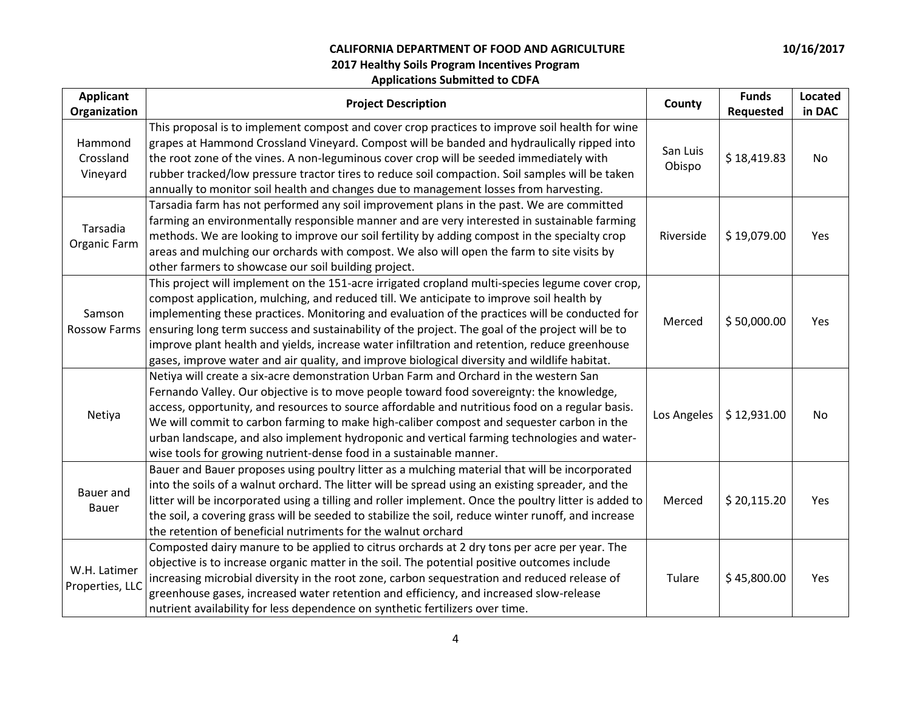**CALIFORNIA DEPARTMENT OF FOOD AND AGRICULTURE**

**2017 Healthy Soils Program Incentives Program**

**Applications Submitted to CDFA**

10/16/2017

| Applicant Organization | Project Description | County | Funds Requested | Located in DAC |
|---|---|---|---|---|
| Hammond Crossland Vineyard | This proposal is to implement compost and cover crop practices to improve soil health for wine grapes at Hammond Crossland Vineyard. Compost will be banded and hydraulically ripped into the root zone of the vines. A non-leguminous cover crop will be seeded immediately with rubber tracked/low pressure tractor tires to reduce soil compaction. Soil samples will be taken annually to monitor soil health and changes due to management losses from harvesting. | San Luis Obispo | $ 18,419.83 | No |
| Tarsadia Organic Farm | Tarsadia farm has not performed any soil improvement plans in the past. We are committed farming an environmentally responsible manner and are very interested in sustainable farming methods. We are looking to improve our soil fertility by adding compost in the specialty crop areas and mulching our orchards with compost. We also will open the farm to site visits by other farmers to showcase our soil building project. | Riverside | $ 19,079.00 | Yes |
| Samson Rossow Farms | This project will implement on the 151-acre irrigated cropland multi-species legume cover crop, compost application, mulching, and reduced till. We anticipate to improve soil health by implementing these practices. Monitoring and evaluation of the practices will be conducted for ensuring long term success and sustainability of the project. The goal of the project will be to improve plant health and yields, increase water infiltration and retention, reduce greenhouse gases, improve water and air quality, and improve biological diversity and wildlife habitat. | Merced | $ 50,000.00 | Yes |
| Netiya | Netiya will create a six-acre demonstration Urban Farm and Orchard in the western San Fernando Valley. Our objective is to move people toward food sovereignty: the knowledge, access, opportunity, and resources to source affordable and nutritious food on a regular basis. We will commit to carbon farming to make high-caliber compost and sequester carbon in the urban landscape, and also implement hydroponic and vertical farming technologies and water-wise tools for growing nutrient-dense food in a sustainable manner. | Los Angeles | $ 12,931.00 | No |
| Bauer and Bauer | Bauer and Bauer proposes using poultry litter as a mulching material that will be incorporated into the soils of a walnut orchard. The litter will be spread using an existing spreader, and the litter will be incorporated using a tilling and roller implement. Once the poultry litter is added to the soil, a covering grass will be seeded to stabilize the soil, reduce winter runoff, and increase the retention of beneficial nutriments for the walnut orchard | Merced | $ 20,115.20 | Yes |
| W.H. Latimer Properties, LLC | Composted dairy manure to be applied to citrus orchards at 2 dry tons per acre per year. The objective is to increase organic matter in the soil. The potential positive outcomes include increasing microbial diversity in the root zone, carbon sequestration and reduced release of greenhouse gases, increased water retention and efficiency, and increased slow-release nutrient availability for less dependence on synthetic fertilizers over time. | Tulare | $ 45,800.00 | Yes |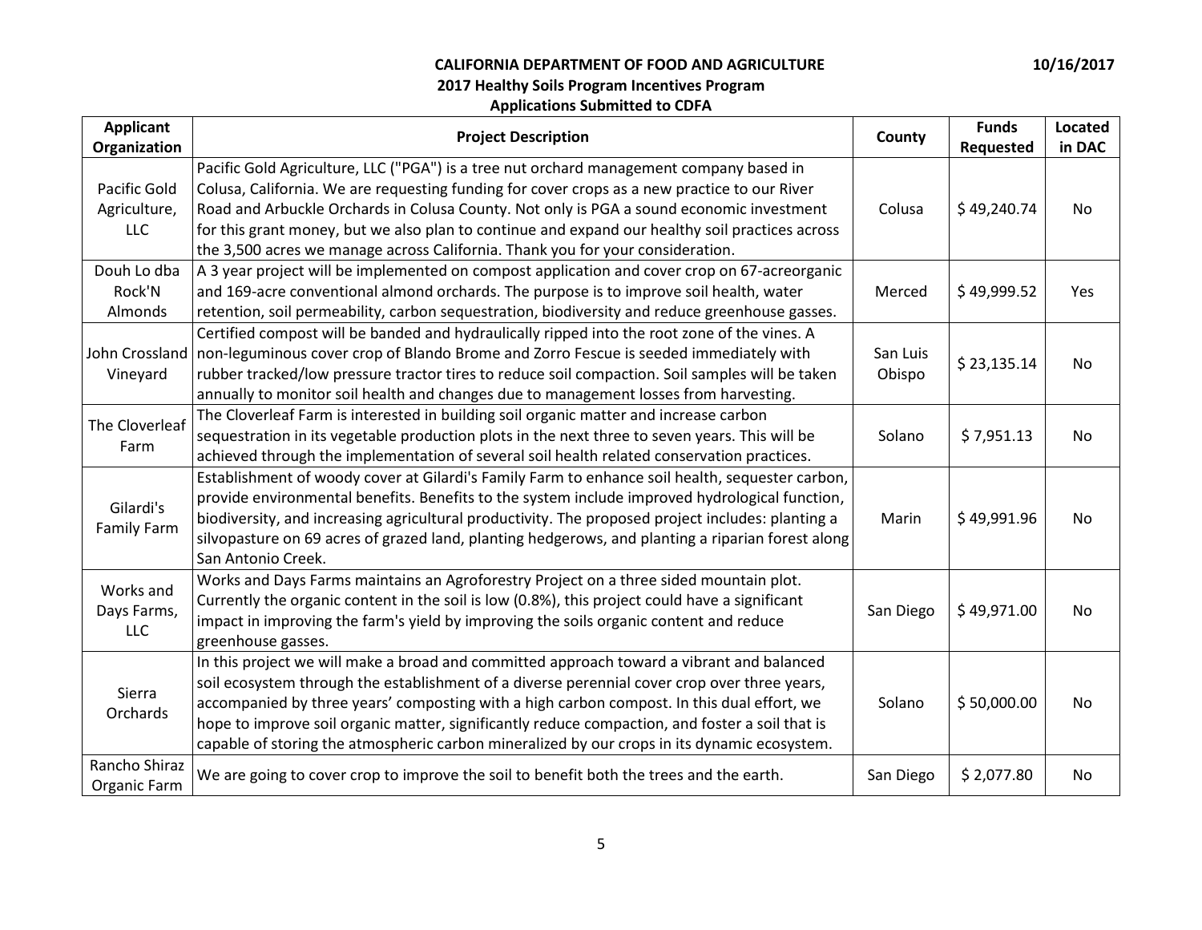**CALIFORNIA DEPARTMENT OF FOOD AND AGRICULTURE**

**2017 Healthy Soils Program Incentives Program**

**Applications Submitted to CDFA**

**10/16/2017**

| Applicant Organization | Project Description | County | Funds Requested | Located in DAC |
|---|---|---|---|---|
| Pacific Gold Agriculture, LLC | Pacific Gold Agriculture, LLC ("PGA") is a tree nut orchard management company based in Colusa, California. We are requesting funding for cover crops as a new practice to our River Road and Arbuckle Orchards in Colusa County. Not only is PGA a sound economic investment for this grant money, but we also plan to continue and expand our healthy soil practices across the 3,500 acres we manage across California. Thank you for your consideration. | Colusa | $ 49,240.74 | No |
| Douh Lo dba Rock'N Almonds | A 3 year project will be implemented on compost application and cover crop on 67-acreorganic and 169-acre conventional almond orchards. The purpose is to improve soil health, water retention, soil permeability, carbon sequestration, biodiversity and reduce greenhouse gasses. | Merced | $ 49,999.52 | Yes |
| John Crossland Vineyard | Certified compost will be banded and hydraulically ripped into the root zone of the vines. A non-leguminous cover crop of Blando Brome and Zorro Fescue is seeded immediately with rubber tracked/low pressure tractor tires to reduce soil compaction. Soil samples will be taken annually to monitor soil health and changes due to management losses from harvesting. | San Luis Obispo | $ 23,135.14 | No |
| The Cloverleaf Farm | The Cloverleaf Farm is interested in building soil organic matter and increase carbon sequestration in its vegetable production plots in the next three to seven years. This will be achieved through the implementation of several soil health related conservation practices. | Solano | $ 7,951.13 | No |
| Gilardi's Family Farm | Establishment of woody cover at Gilardi's Family Farm to enhance soil health, sequester carbon, provide environmental benefits. Benefits to the system include improved hydrological function, biodiversity, and increasing agricultural productivity. The proposed project includes: planting a silvopasture on 69 acres of grazed land, planting hedgerows, and planting a riparian forest along San Antonio Creek. | Marin | $ 49,991.96 | No |
| Works and Days Farms, LLC | Works and Days Farms maintains an Agroforestry Project on a three sided mountain plot. Currently the organic content in the soil is low (0.8%), this project could have a significant impact in improving the farm's yield by improving the soils organic content and reduce greenhouse gasses. | San Diego | $ 49,971.00 | No |
| Sierra Orchards | In this project we will make a broad and committed approach toward a vibrant and balanced soil ecosystem through the establishment of a diverse perennial cover crop over three years, accompanied by three years' composting with a high carbon compost. In this dual effort, we hope to improve soil organic matter, significantly reduce compaction, and foster a soil that is capable of storing the atmospheric carbon mineralized by our crops in its dynamic ecosystem. | Solano | $ 50,000.00 | No |
| Rancho Shiraz Organic Farm | We are going to cover crop to improve the soil to benefit both the trees and the earth. | San Diego | $ 2,077.80 | No |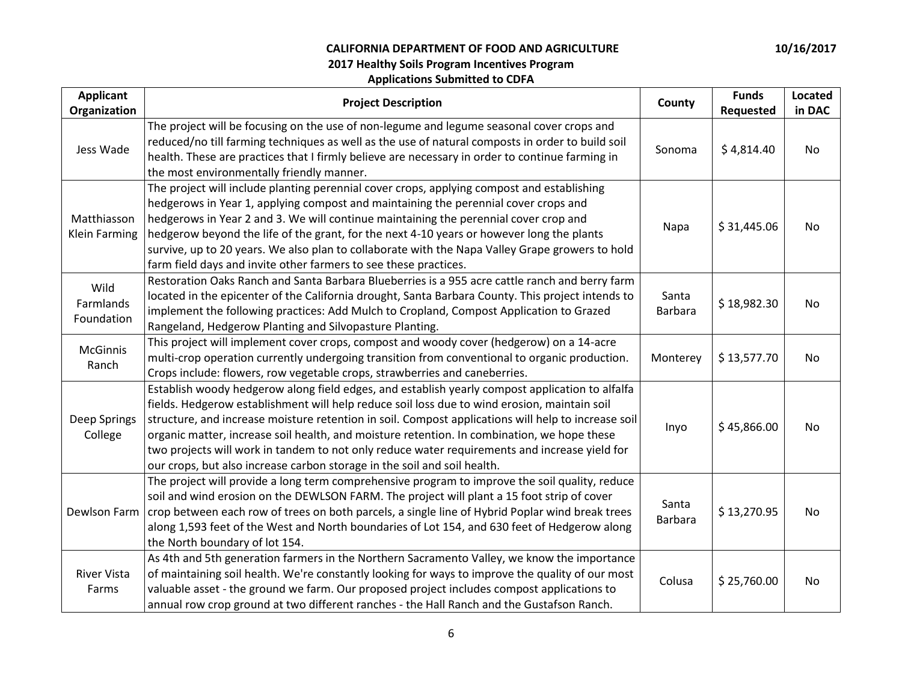**CALIFORNIA DEPARTMENT OF FOOD AND AGRICULTURE**

**2017 Healthy Soils Program Incentives Program**

**Applications Submitted to CDFA**

10/16/2017

| Applicant Organization | Project Description | County | Funds Requested | Located in DAC |
|---|---|---|---|---|
| Jess Wade | The project will be focusing on the use of non-legume and legume seasonal cover crops and reduced/no till farming techniques as well as the use of natural composts in order to build soil health. These are practices that I firmly believe are necessary in order to continue farming in the most environmentally friendly manner. | Sonoma | $ 4,814.40 | No |
| Matthiasson Klein Farming | The project will include planting perennial cover crops, applying compost and establishing hedgerows in Year 1, applying compost and maintaining the perennial cover crops and hedgerows in Year 2 and 3. We will continue maintaining the perennial cover crop and hedgerow beyond the life of the grant, for the next 4-10 years or however long the plants survive, up to 20 years. We also plan to collaborate with the Napa Valley Grape growers to hold farm field days and invite other farmers to see these practices. | Napa | $ 31,445.06 | No |
| Wild Farmlands Foundation | Restoration Oaks Ranch and Santa Barbara Blueberries is a 955 acre cattle ranch and berry farm located in the epicenter of the California drought, Santa Barbara County. This project intends to implement the following practices: Add Mulch to Cropland, Compost Application to Grazed Rangeland, Hedgerow Planting and Silvopasture Planting. | Santa Barbara | $ 18,982.30 | No |
| McGinnis Ranch | This project will implement cover crops, compost and woody cover (hedgerow) on a 14-acre multi-crop operation currently undergoing transition from conventional to organic production. Crops include: flowers, row vegetable crops, strawberries and caneberries. | Monterey | $ 13,577.70 | No |
| Deep Springs College | Establish woody hedgerow along field edges, and establish yearly compost application to alfalfa fields. Hedgerow establishment will help reduce soil loss due to wind erosion, maintain soil structure, and increase moisture retention in soil. Compost applications will help to increase soil organic matter, increase soil health, and moisture retention. In combination, we hope these two projects will work in tandem to not only reduce water requirements and increase yield for our crops, but also increase carbon storage in the soil and soil health. | Inyo | $ 45,866.00 | No |
| Dewlson Farm | The project will provide a long term comprehensive program to improve the soil quality, reduce soil and wind erosion on the DEWLSON FARM. The project will plant a 15 foot strip of cover crop between each row of trees on both parcels, a single line of Hybrid Poplar wind break trees along 1,593 feet of the West and North boundaries of Lot 154, and 630 feet of Hedgerow along the North boundary of lot 154. | Santa Barbara | $ 13,270.95 | No |
| River Vista Farms | As 4th and 5th generation farmers in the Northern Sacramento Valley, we know the importance of maintaining soil health. We're constantly looking for ways to improve the quality of our most valuable asset - the ground we farm. Our proposed project includes compost applications to annual row crop ground at two different ranches - the Hall Ranch and the Gustafson Ranch. | Colusa | $ 25,760.00 | No |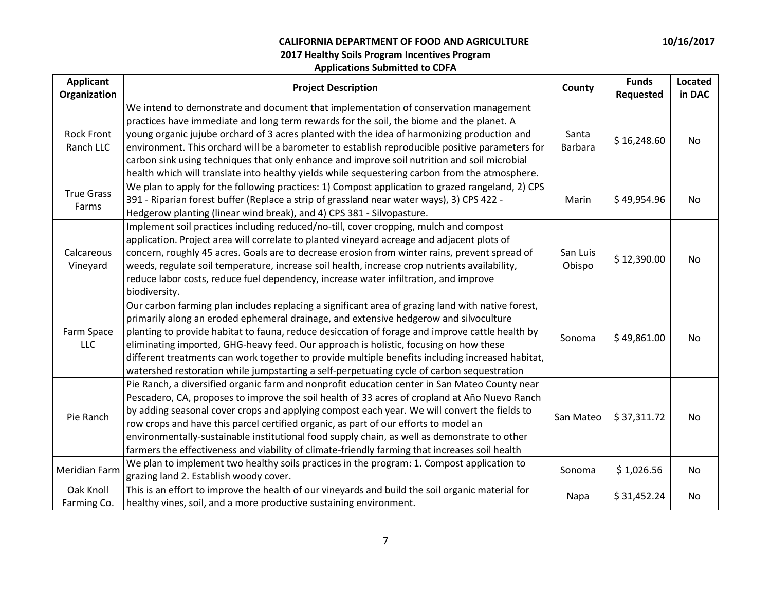**CALIFORNIA DEPARTMENT OF FOOD AND AGRICULTURE**

10/16/2017

**2017 Healthy Soils Program Incentives Program**

**Applications Submitted to CDFA**

| Applicant Organization | Project Description | County | Funds Requested | Located in DAC |
|---|---|---|---|---|
| Rock Front Ranch LLC | We intend to demonstrate and document that implementation of conservation management practices have immediate and long term rewards for the soil, the biome and the planet. A young organic jujube orchard of 3 acres planted with the idea of harmonizing production and environment. This orchard will be a barometer to establish reproducible positive parameters for carbon sink using techniques that only enhance and improve soil nutrition and soil microbial health which will translate into healthy yields while sequestering carbon from the atmosphere. | Santa Barbara | $ 16,248.60 | No |
| True Grass Farms | We plan to apply for the following practices: 1) Compost application to grazed rangeland, 2) CPS 391 - Riparian forest buffer (Replace a strip of grassland near water ways), 3) CPS 422 - Hedgerow planting (linear wind break), and 4) CPS 381 - Silvopasture. | Marin | $ 49,954.96 | No |
| Calcareous Vineyard | Implement soil practices including reduced/no-till, cover cropping, mulch and compost application. Project area will correlate to planted vineyard acreage and adjacent plots of concern, roughly 45 acres. Goals are to decrease erosion from winter rains, prevent spread of weeds, regulate soil temperature, increase soil health, increase crop nutrients availability, reduce labor costs, reduce fuel dependency, increase water infiltration, and improve biodiversity. | San Luis Obispo | $ 12,390.00 | No |
| Farm Space LLC | Our carbon farming plan includes replacing a significant area of grazing land with native forest, primarily along an eroded ephemeral drainage, and extensive hedgerow and silvoculture planting to provide habitat to fauna, reduce desiccation of forage and improve cattle health by eliminating imported, GHG-heavy feed. Our approach is holistic, focusing on how these different treatments can work together to provide multiple benefits including increased habitat, watershed restoration while jumpstarting a self-perpetuating cycle of carbon sequestration | Sonoma | $ 49,861.00 | No |
| Pie Ranch | Pie Ranch, a diversified organic farm and nonprofit education center in San Mateo County near Pescadero, CA, proposes to improve the soil health of 33 acres of cropland at Año Nuevo Ranch by adding seasonal cover crops and applying compost each year. We will convert the fields to row crops and have this parcel certified organic, as part of our efforts to model an environmentally-sustainable institutional food supply chain, as well as demonstrate to other farmers the effectiveness and viability of climate-friendly farming that increases soil health | San Mateo | $ 37,311.72 | No |
| Meridian Farm | We plan to implement two healthy soils practices in the program: 1. Compost application to grazing land 2. Establish woody cover. | Sonoma | $ 1,026.56 | No |
| Oak Knoll Farming Co. | This is an effort to improve the health of our vineyards and build the soil organic material for healthy vines, soil, and a more productive sustaining environment. | Napa | $ 31,452.24 | No |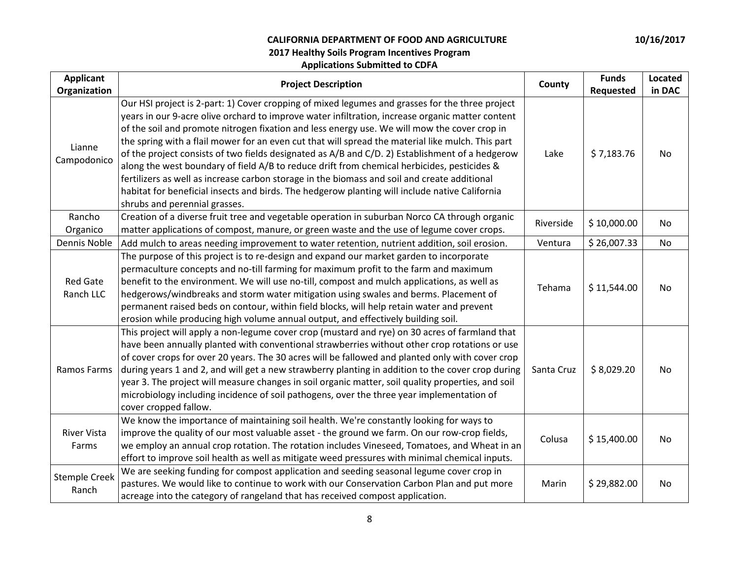**CALIFORNIA DEPARTMENT OF FOOD AND AGRICULTURE**

**2017 Healthy Soils Program Incentives Program**

**Applications Submitted to CDFA**

10/16/2017

| Applicant Organization | Project Description | County | Funds Requested | Located in DAC |
|---|---|---|---|---|
| Lianne Campodonico | Our HSI project is 2-part: 1) Cover cropping of mixed legumes and grasses for the three project years in our 9-acre olive orchard to improve water infiltration, increase organic matter content of the soil and promote nitrogen fixation and less energy use. We will mow the cover crop in the spring with a flail mower for an even cut that will spread the material like mulch. This part of the project consists of two fields designated as A/B and C/D. 2) Establishment of a hedgerow along the west boundary of field A/B to reduce drift from chemical herbicides, pesticides & fertilizers as well as increase carbon storage in the biomass and soil and create additional habitat for beneficial insects and birds. The hedgerow planting will include native California shrubs and perennial grasses. | Lake | $ 7,183.76 | No |
| Rancho Organico | Creation of a diverse fruit tree and vegetable operation in suburban Norco CA through organic matter applications of compost, manure, or green waste and the use of legume cover crops. | Riverside | $ 10,000.00 | No |
| Dennis Noble | Add mulch to areas needing improvement to water retention, nutrient addition, soil erosion. | Ventura | $ 26,007.33 | No |
| Red Gate Ranch LLC | The purpose of this project is to re-design and expand our market garden to incorporate permaculture concepts and no-till farming for maximum profit to the farm and maximum benefit to the environment. We will use no-till, compost and mulch applications, as well as hedgerows/windbreaks and storm water mitigation using swales and berms. Placement of permanent raised beds on contour, within field blocks, will help retain water and prevent erosion while producing high volume annual output, and effectively building soil. | Tehama | $ 11,544.00 | No |
| Ramos Farms | This project will apply a non-legume cover crop (mustard and rye) on 30 acres of farmland that have been annually planted with conventional strawberries without other crop rotations or use of cover crops for over 20 years. The 30 acres will be fallowed and planted only with cover crop during years 1 and 2, and will get a new strawberry planting in addition to the cover crop during year 3. The project will measure changes in soil organic matter, soil quality properties, and soil microbiology including incidence of soil pathogens, over the three year implementation of cover cropped fallow. | Santa Cruz | $ 8,029.20 | No |
| River Vista Farms | We know the importance of maintaining soil health. We're constantly looking for ways to improve the quality of our most valuable asset - the ground we farm. On our row-crop fields, we employ an annual crop rotation. The rotation includes Vineseed, Tomatoes, and Wheat in an effort to improve soil health as well as mitigate weed pressures with minimal chemical inputs. | Colusa | $ 15,400.00 | No |
| Stemple Creek Ranch | We are seeking funding for compost application and seeding seasonal legume cover crop in pastures. We would like to continue to work with our Conservation Carbon Plan and put more acreage into the category of rangeland that has received compost application. | Marin | $ 29,882.00 | No |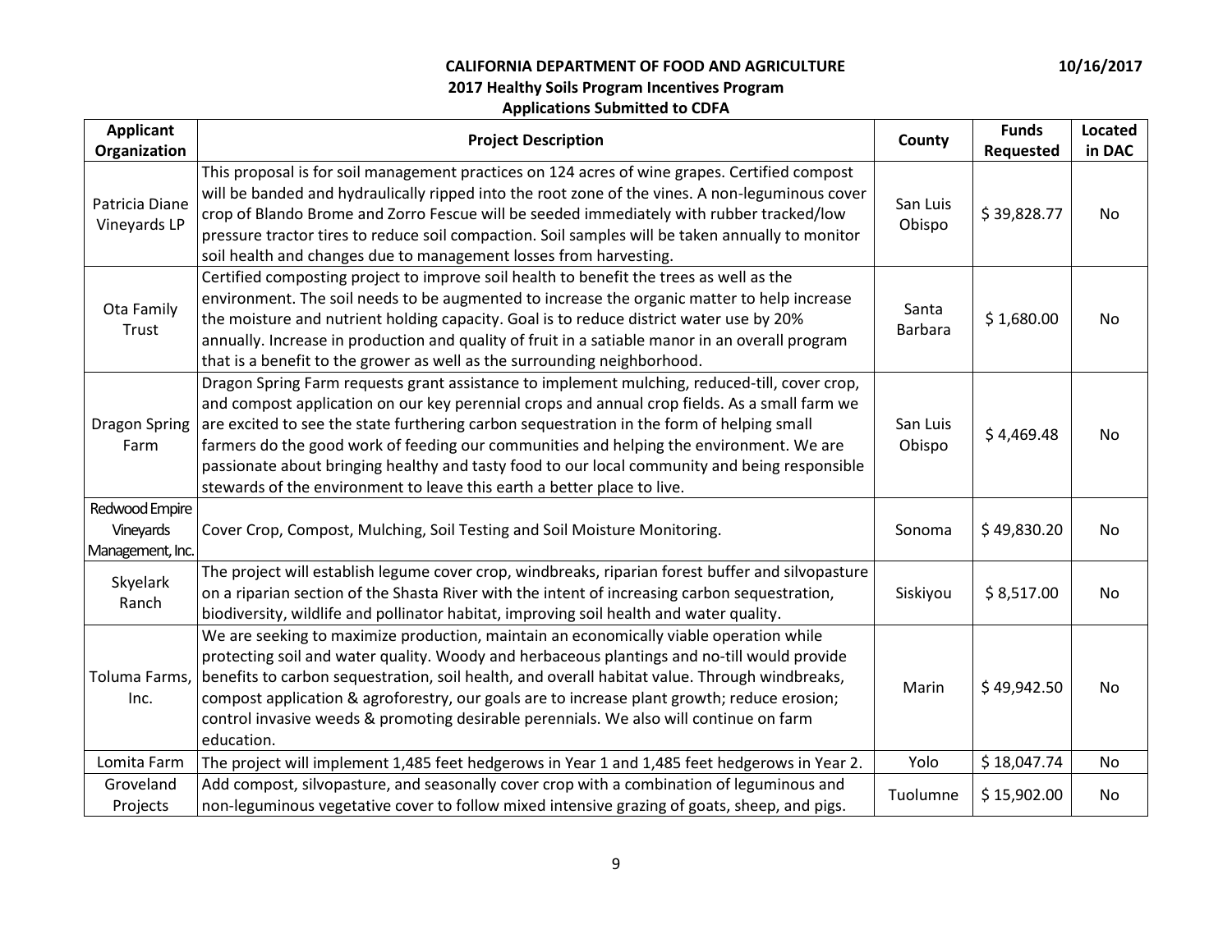**CALIFORNIA DEPARTMENT OF FOOD AND AGRICULTURE**

**10/16/2017**

**2017 Healthy Soils Program Incentives Program**

**Applications Submitted to CDFA**

| Applicant Organization | Project Description | County | Funds Requested | Located in DAC |
|---|---|---|---|---|
| Patricia Diane Vineyards LP | This proposal is for soil management practices on 124 acres of wine grapes. Certified compost will be banded and hydraulically ripped into the root zone of the vines. A non-leguminous cover crop of Blando Brome and Zorro Fescue will be seeded immediately with rubber tracked/low pressure tractor tires to reduce soil compaction. Soil samples will be taken annually to monitor soil health and changes due to management losses from harvesting. | San Luis Obispo | $ 39,828.77 | No |
| Ota Family Trust | Certified composting project to improve soil health to benefit the trees as well as the environment. The soil needs to be augmented to increase the organic matter to help increase the moisture and nutrient holding capacity. Goal is to reduce district water use by 20% annually. Increase in production and quality of fruit in a satiable manor in an overall program that is a benefit to the grower as well as the surrounding neighborhood. | Santa Barbara | $ 1,680.00 | No |
| Dragon Spring Farm | Dragon Spring Farm requests grant assistance to implement mulching, reduced-till, cover crop, and compost application on our key perennial crops and annual crop fields. As a small farm we are excited to see the state furthering carbon sequestration in the form of helping small farmers do the good work of feeding our communities and helping the environment. We are passionate about bringing healthy and tasty food to our local community and being responsible stewards of the environment to leave this earth a better place to live. | San Luis Obispo | $ 4,469.48 | No |
| Redwood Empire Vineyards Management, Inc. | Cover Crop, Compost, Mulching, Soil Testing and Soil Moisture Monitoring. | Sonoma | $ 49,830.20 | No |
| Skyelark Ranch | The project will establish legume cover crop, windbreaks, riparian forest buffer and silvopasture on a riparian section of the Shasta River with the intent of increasing carbon sequestration, biodiversity, wildlife and pollinator habitat, improving soil health and water quality. | Siskiyou | $ 8,517.00 | No |
| Toluma Farms, Inc. | We are seeking to maximize production, maintain an economically viable operation while protecting soil and water quality. Woody and herbaceous plantings and no-till would provide benefits to carbon sequestration, soil health, and overall habitat value. Through windbreaks, compost application & agroforestry, our goals are to increase plant growth; reduce erosion; control invasive weeds & promoting desirable perennials. We also will continue on farm education. | Marin | $ 49,942.50 | No |
| Lomita Farm | The project will implement 1,485 feet hedgerows in Year 1 and 1,485 feet hedgerows in Year 2. | Yolo | $ 18,047.74 | No |
| Groveland Projects | Add compost, silvopasture, and seasonally cover crop with a combination of leguminous and non-leguminous vegetative cover to follow mixed intensive grazing of goats, sheep, and pigs. | Tuolumne | $ 15,902.00 | No |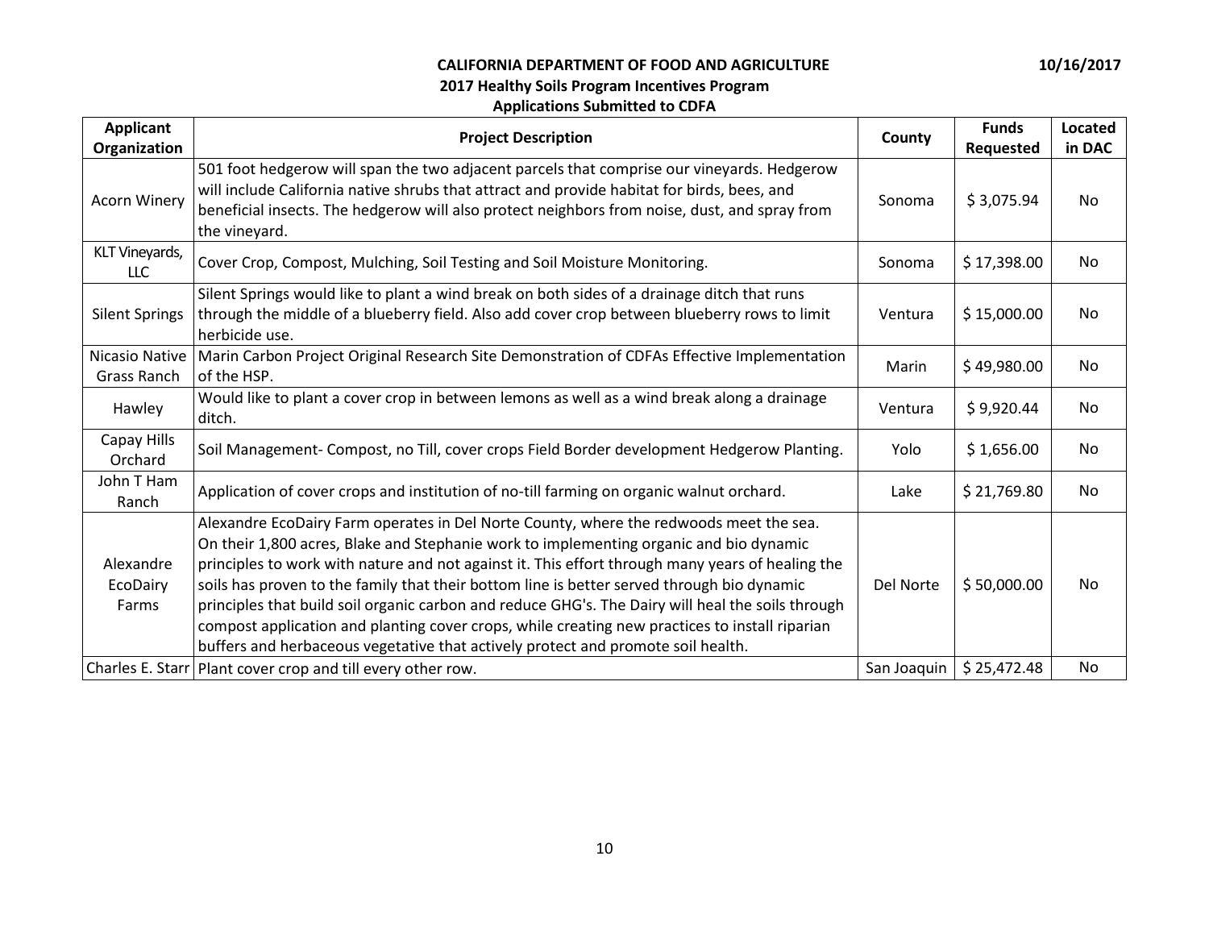**CALIFORNIA DEPARTMENT OF FOOD AND AGRICULTURE**

**2017 Healthy Soils Program Incentives Program**

**Applications Submitted to CDFA**

**10/16/2017**

| Applicant Organization | Project Description | County | Funds Requested | Located in DAC |
|---|---|---|---|---|
| Acorn Winery | 501 foot hedgerow will span the two adjacent parcels that comprise our vineyards. Hedgerow will include California native shrubs that attract and provide habitat for birds, bees, and beneficial insects. The hedgerow will also protect neighbors from noise, dust, and spray from the vineyard. | Sonoma | $ 3,075.94 | No |
| KLT Vineyards, LLC | Cover Crop, Compost, Mulching, Soil Testing and Soil Moisture Monitoring. | Sonoma | $ 17,398.00 | No |
| Silent Springs | Silent Springs would like to plant a wind break on both sides of a drainage ditch that runs through the middle of a blueberry field. Also add cover crop between blueberry rows to limit herbicide use. | Ventura | $ 15,000.00 | No |
| Nicasio Native Grass Ranch | Marin Carbon Project Original Research Site Demonstration of CDFAs Effective Implementation of the HSP. | Marin | $ 49,980.00 | No |
| Hawley | Would like to plant a cover crop in between lemons as well as a wind break along a drainage ditch. | Ventura | $ 9,920.44 | No |
| Capay Hills Orchard | Soil Management- Compost, no Till, cover crops Field Border development Hedgerow Planting. | Yolo | $ 1,656.00 | No |
| John T Ham Ranch | Application of cover crops and institution of no-till farming on organic walnut orchard. | Lake | $ 21,769.80 | No |
| Alexandre EcoDairy Farms | Alexandre EcoDairy Farm operates in Del Norte County, where the redwoods meet the sea. On their 1,800 acres, Blake and Stephanie work to implementing organic and bio dynamic principles to work with nature and not against it. This effort through many years of healing the soils has proven to the family that their bottom line is better served through bio dynamic principles that build soil organic carbon and reduce GHG's. The Dairy will heal the soils through compost application and planting cover crops, while creating new practices to install riparian buffers and herbaceous vegetative that actively protect and promote soil health. | Del Norte | $ 50,000.00 | No |
| Charles E. Starr | Plant cover crop and till every other row. | San Joaquin | $ 25,472.48 | No |